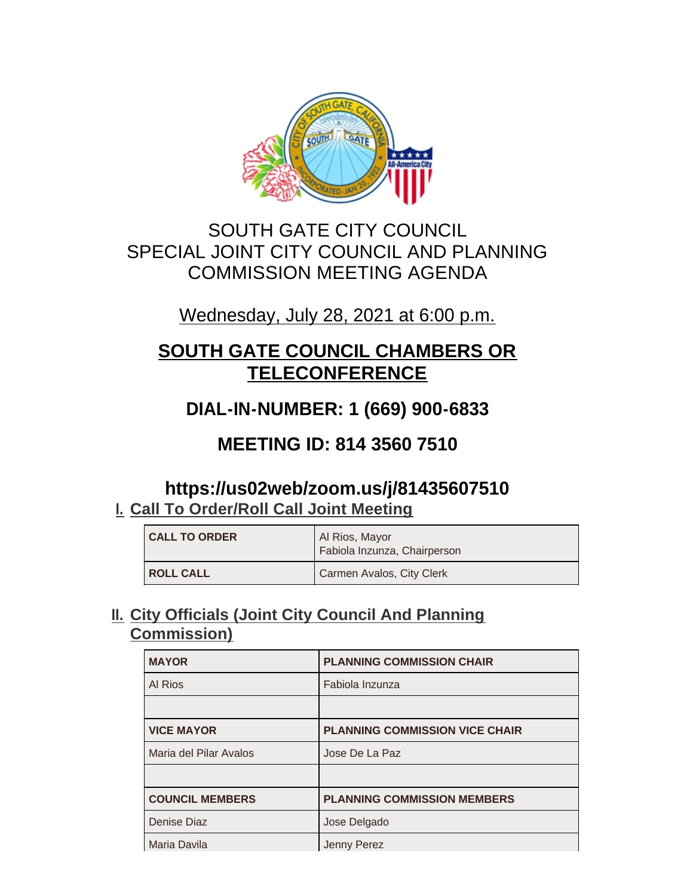# SOUTH GATE CITY COUNCIL
# SPECIAL JOINT CITY COUNCIL AND PLANNING COMMISSION MEETING AGENDA

Wednesday, July 28, 2021 at 6:00 p.m.

## SOUTH GATE COUNCIL CHAMBERS OR TELECONFERENCE

## DIAL-IN-NUMBER: 1 (669) 900-6833

## MEETING ID: 814 3560 7510

## https://us02web/zoom.us/j/81435607510

## I. Call To Order/Roll Call Joint Meeting

| | |
|---|---|
| **CALL TO ORDER** | Al Rios, Mayor<br>Fabiola Inzunza, Chairperson |
| **ROLL CALL** | Carmen Avalos, City Clerk |

## II. City Officials (Joint City Council And Planning Commission)

| **MAYOR** | **PLANNING COMMISSION CHAIR** |
|---|---|
| Al Rios | Fabiola Inzunza |
| | |
| **VICE MAYOR** | **PLANNING COMMISSION VICE CHAIR** |
| Maria del Pilar Avalos | Jose De La Paz |
| | |
| **COUNCIL MEMBERS** | **PLANNING COMMISSION MEMBERS** |
| Denise Diaz | Jose Delgado |
| Maria Davila | Jenny Perez |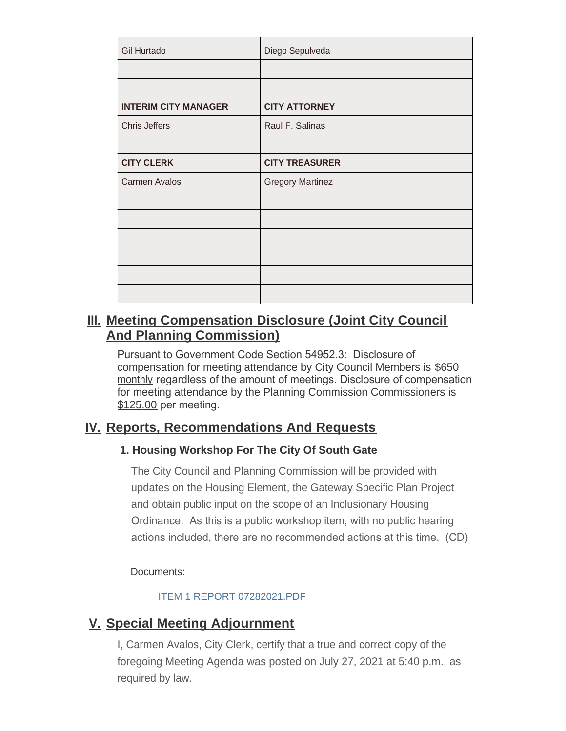| | |
|---|---|
| Gil Hurtado | Diego Sepulveda |
| | |
| | |
| **INTERIM CITY MANAGER** | **CITY ATTORNEY** |
| Chris Jeffers | Raul F. Salinas |
| | |
| **CITY CLERK** | **CITY TREASURER** |
| Carmen Avalos | Gregory Martinez |
| | |
| | |
| | |
| | |
| | |
| | |

## III. Meeting Compensation Disclosure (Joint City Council And Planning Commission)

Pursuant to Government Code Section 54952.3: Disclosure of compensation for meeting attendance by City Council Members is $650 monthly regardless of the amount of meetings. Disclosure of compensation for meeting attendance by the Planning Commission Commissioners is $125.00 per meeting.

## IV. Reports, Recommendations And Requests

### 1. Housing Workshop For The City Of South Gate

The City Council and Planning Commission will be provided with updates on the Housing Element, the Gateway Specific Plan Project and obtain public input on the scope of an Inclusionary Housing Ordinance. As this is a public workshop item, with no public hearing actions included, there are no recommended actions at this time. (CD)

Documents:

ITEM 1 REPORT 07282021.PDF

## V. Special Meeting Adjournment

I, Carmen Avalos, City Clerk, certify that a true and correct copy of the foregoing Meeting Agenda was posted on July 27, 2021 at 5:40 p.m., as required by law.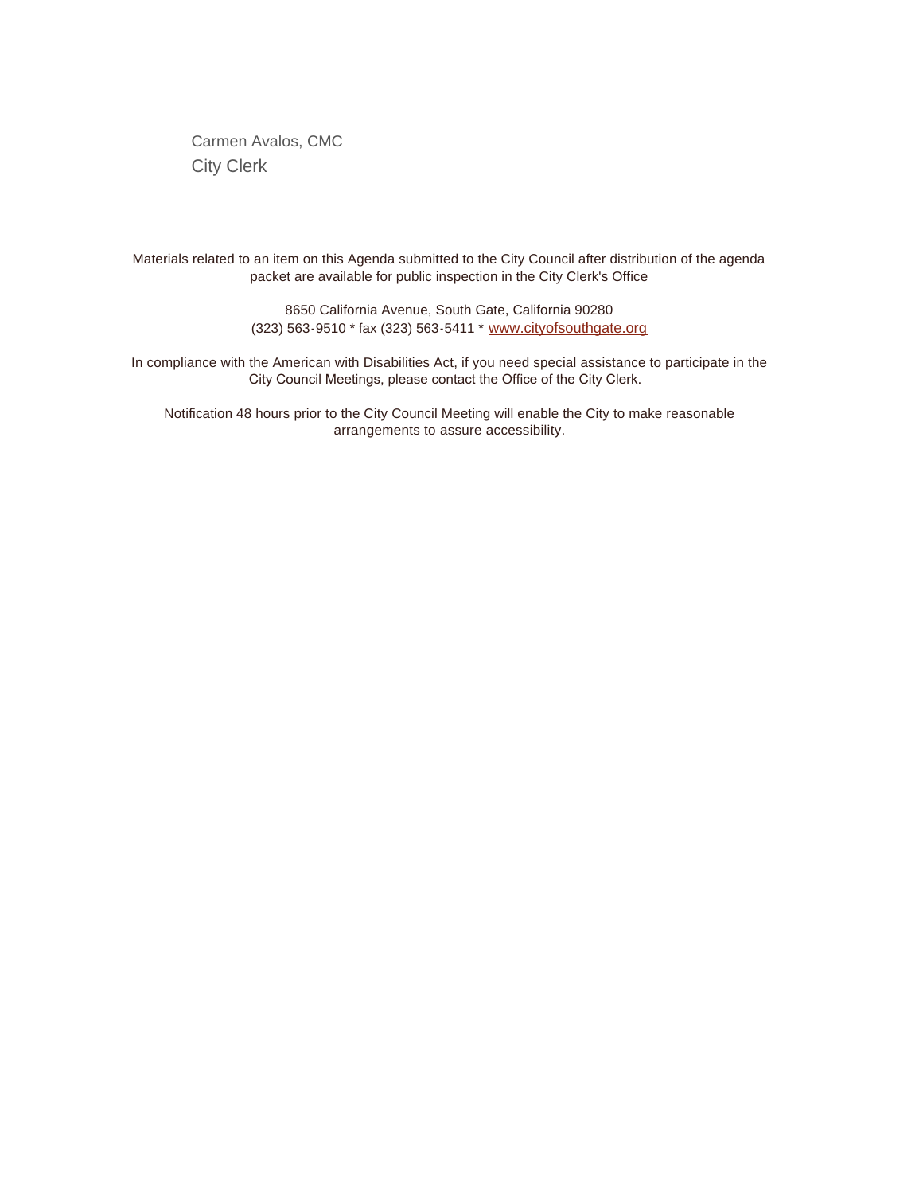Carmen Avalos, CMC
City Clerk

Materials related to an item on this Agenda submitted to the City Council after distribution of the agenda packet are available for public inspection in the City Clerk's Office

8650 California Avenue, South Gate, California 90280
(323) 563-9510 * fax (323) 563-5411 * www.cityofsouthgate.org

In compliance with the American with Disabilities Act, if you need special assistance to participate in the City Council Meetings, please contact the Office of the City Clerk.

Notification 48 hours prior to the City Council Meeting will enable the City to make reasonable arrangements to assure accessibility.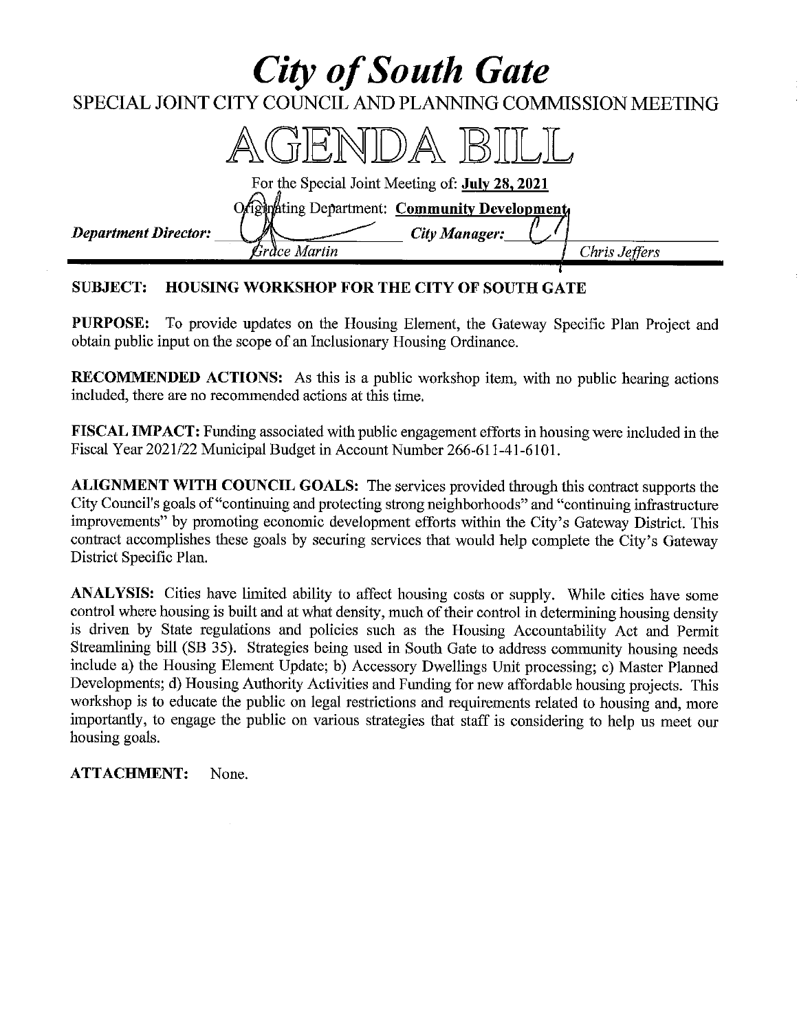# *City of South Gate*

SPECIAL JOINT CITY COUNCIL AND PLANNING COMMISSION MEETING

# AGENDA BILL

For the Special Joint Meeting of: **July 28, 2021**

Originating Department: **Community Development**

*Department Director:* ___ *Grace Martin* ___ *City Manager:* ___ *Chris Jeffers*

**SUBJECT: HOUSING WORKSHOP FOR THE CITY OF SOUTH GATE**

**PURPOSE:** To provide updates on the Housing Element, the Gateway Specific Plan Project and obtain public input on the scope of an Inclusionary Housing Ordinance.

**RECOMMENDED ACTIONS:** As this is a public workshop item, with no public hearing actions included, there are no recommended actions at this time.

**FISCAL IMPACT:** Funding associated with public engagement efforts in housing were included in the Fiscal Year 2021/22 Municipal Budget in Account Number 266-611-41-6101.

**ALIGNMENT WITH COUNCIL GOALS:** The services provided through this contract supports the City Council's goals of "continuing and protecting strong neighborhoods" and "continuing infrastructure improvements" by promoting economic development efforts within the City's Gateway District. This contract accomplishes these goals by securing services that would help complete the City's Gateway District Specific Plan.

**ANALYSIS:** Cities have limited ability to affect housing costs or supply. While cities have some control where housing is built and at what density, much of their control in determining housing density is driven by State regulations and policies such as the Housing Accountability Act and Permit Streamlining bill (SB 35). Strategies being used in South Gate to address community housing needs include a) the Housing Element Update; b) Accessory Dwellings Unit processing; c) Master Planned Developments; d) Housing Authority Activities and Funding for new affordable housing projects. This workshop is to educate the public on legal restrictions and requirements related to housing and, more importantly, to engage the public on various strategies that staff is considering to help us meet our housing goals.

**ATTACHMENT:** None.